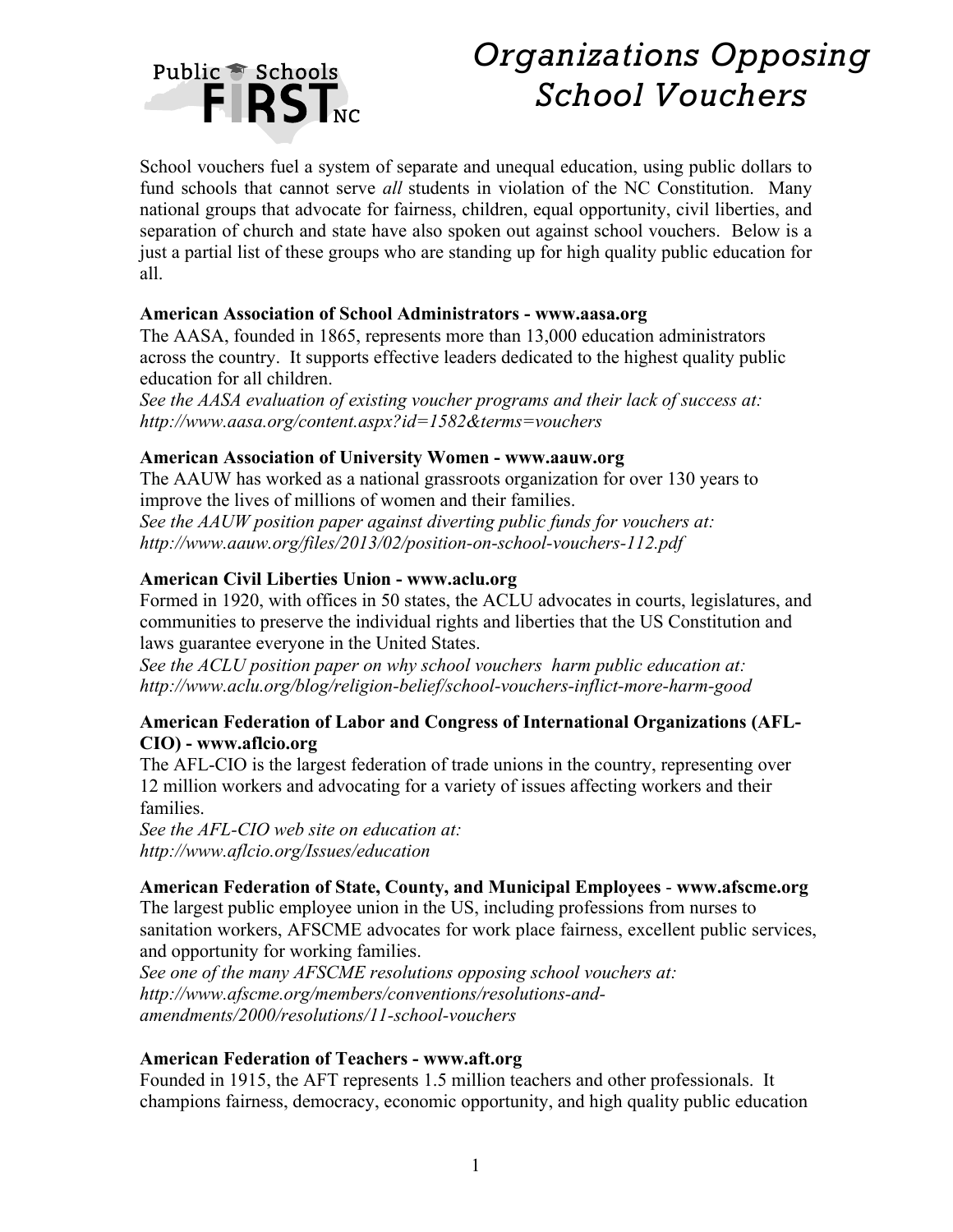# Organizations Opposing School Vouchers

School vouchers fuel a system of separate and unequal education, using public dollars to fund schools that cannot serve *all* students in violation of the NC Constitution. Many national groups that advocate for fairness, children, equal opportunity, civil liberties, and separation of church and state have also spoken out against school vouchers. Below is a just a partial list of these groups who are standing up for high quality public education for all.

**American Association of School Administrators - www.aasa.org**

The AASA, founded in 1865, represents more than 13,000 education administrators across the country. It supports effective leaders dedicated to the highest quality public education for all children.

*See the AASA evaluation of existing voucher programs and their lack of success at: http://www.aasa.org/content.aspx?id=1582&terms=vouchers*

**American Association of University Women - www.aauw.org**

The AAUW has worked as a national grassroots organization for over 130 years to improve the lives of millions of women and their families.

*See the AAUW position paper against diverting public funds for vouchers at: http://www.aauw.org/files/2013/02/position-on-school-vouchers-112.pdf*

**American Civil Liberties Union - www.aclu.org**

Formed in 1920, with offices in 50 states, the ACLU advocates in courts, legislatures, and communities to preserve the individual rights and liberties that the US Constitution and laws guarantee everyone in the United States.

*See the ACLU position paper on why school vouchers harm public education at: http://www.aclu.org/blog/religion-belief/school-vouchers-inflict-more-harm-good*

**American Federation of Labor and Congress of International Organizations (AFL-CIO) - www.aflcio.org**

The AFL-CIO is the largest federation of trade unions in the country, representing over 12 million workers and advocating for a variety of issues affecting workers and their families.

*See the AFL-CIO web site on education at: http://www.aflcio.org/Issues/education*

**American Federation of State, County, and Municipal Employees - www.afscme.org**

The largest public employee union in the US, including professions from nurses to sanitation workers, AFSCME advocates for work place fairness, excellent public services, and opportunity for working families.

*See one of the many AFSCME resolutions opposing school vouchers at: http://www.afscme.org/members/conventions/resolutions-and-amendments/2000/resolutions/11-school-vouchers*

**American Federation of Teachers - www.aft.org**

Founded in 1915, the AFT represents 1.5 million teachers and other professionals. It champions fairness, democracy, economic opportunity, and high quality public education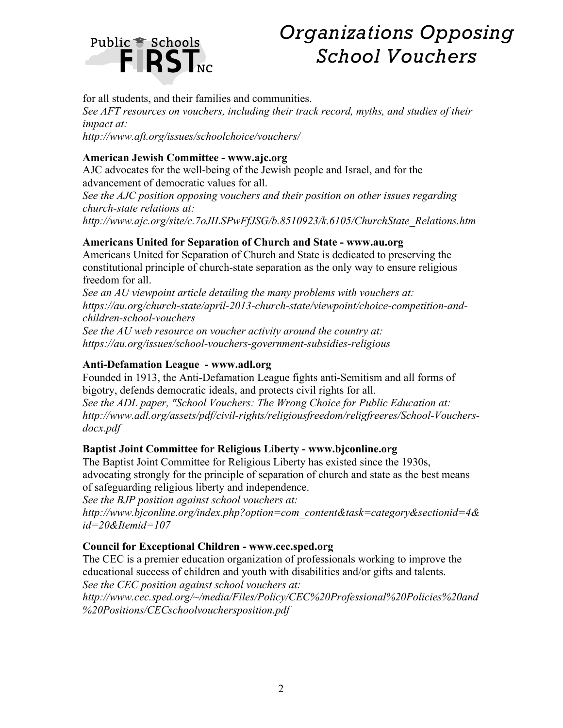for all students, and their families and communities.
*See AFT resources on vouchers, including their track record, myths, and studies of their impact at:*
*http://www.aft.org/issues/schoolchoice/vouchers/*

**American Jewish Committee - www.ajc.org**
AJC advocates for the well-being of the Jewish people and Israel, and for the advancement of democratic values for all.
*See the AJC position opposing vouchers and their position on other issues regarding church-state relations at:*
*http://www.ajc.org/site/c.7oJILSPwFfJSG/b.8510923/k.6105/ChurchState_Relations.htm*

**Americans United for Separation of Church and State - www.au.org**
Americans United for Separation of Church and State is dedicated to preserving the constitutional principle of church-state separation as the only way to ensure religious freedom for all.
*See an AU viewpoint article detailing the many problems with vouchers at:*
*https://au.org/church-state/april-2013-church-state/viewpoint/choice-competition-and-children-school-vouchers*
*See the AU web resource on voucher activity around the country at:*
*https://au.org/issues/school-vouchers-government-subsidies-religious*

**Anti-Defamation League - www.adl.org**
Founded in 1913, the Anti-Defamation League fights anti-Semitism and all forms of bigotry, defends democratic ideals, and protects civil rights for all.
*See the ADL paper, "School Vouchers: The Wrong Choice for Public Education at:*
*http://www.adl.org/assets/pdf/civil-rights/religiousfreedom/religfreeres/School-Vouchers-docx.pdf*

**Baptist Joint Committee for Religious Liberty - www.bjconline.org**
The Baptist Joint Committee for Religious Liberty has existed since the 1930s, advocating strongly for the principle of separation of church and state as the best means of safeguarding religious liberty and independence.
*See the BJP position against school vouchers at:*
*http://www.bjconline.org/index.php?option=com_content&task=category&sectionid=4&id=20&Itemid=107*

**Council for Exceptional Children - www.cec.sped.org**
The CEC is a premier education organization of professionals working to improve the educational success of children and youth with disabilities and/or gifts and talents.
*See the CEC position against school vouchers at:*
*http://www.cec.sped.org/~/media/Files/Policy/CEC%20Professional%20Policies%20and%20Positions/CECschoolvouchersposition.pdf*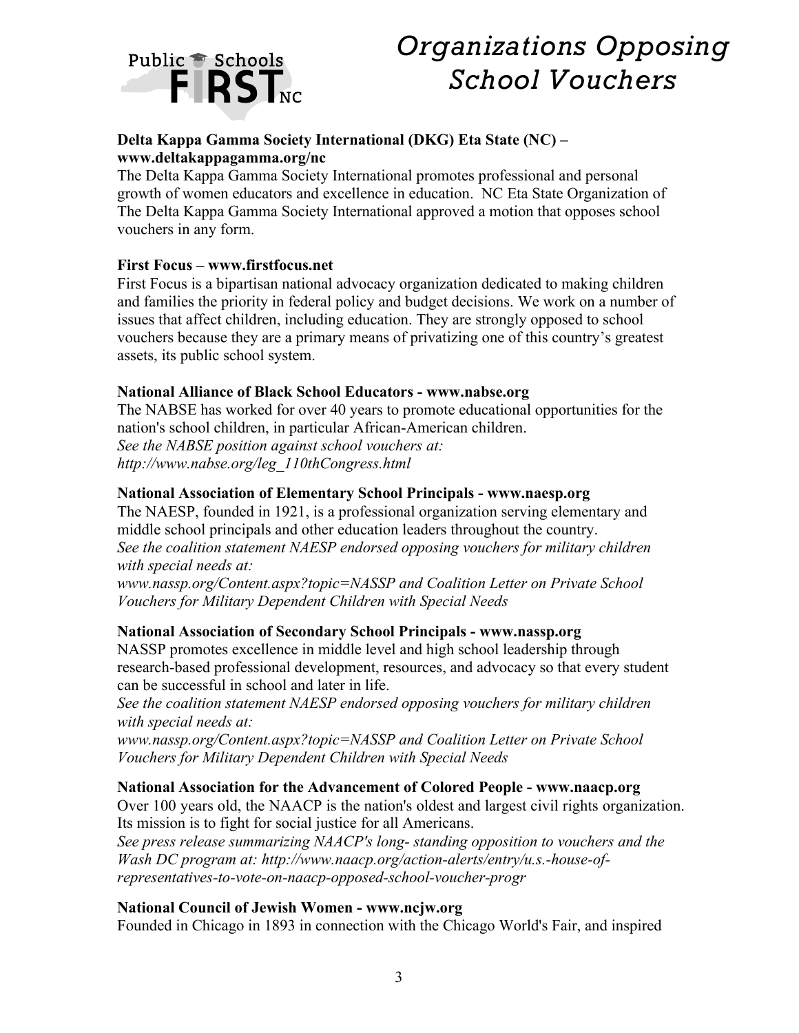# Organizations Opposing School Vouchers

**Delta Kappa Gamma Society International (DKG) Eta State (NC) – www.deltakappagamma.org/nc**

The Delta Kappa Gamma Society International promotes professional and personal growth of women educators and excellence in education. NC Eta State Organization of The Delta Kappa Gamma Society International approved a motion that opposes school vouchers in any form.

**First Focus – www.firstfocus.net**

First Focus is a bipartisan national advocacy organization dedicated to making children and families the priority in federal policy and budget decisions. We work on a number of issues that affect children, including education. They are strongly opposed to school vouchers because they are a primary means of privatizing one of this country's greatest assets, its public school system.

**National Alliance of Black School Educators - www.nabse.org**

The NABSE has worked for over 40 years to promote educational opportunities for the nation's school children, in particular African-American children.
*See the NABSE position against school vouchers at: http://www.nabse.org/leg_110thCongress.html*

**National Association of Elementary School Principals - www.naesp.org**

The NAESP, founded in 1921, is a professional organization serving elementary and middle school principals and other education leaders throughout the country.
*See the coalition statement NAESP endorsed opposing vouchers for military children with special needs at:*
*www.nassp.org/Content.aspx?topic=NASSP and Coalition Letter on Private School Vouchers for Military Dependent Children with Special Needs*

**National Association of Secondary School Principals - www.nassp.org**

NASSP promotes excellence in middle level and high school leadership through research-based professional development, resources, and advocacy so that every student can be successful in school and later in life.
*See the coalition statement NAESP endorsed opposing vouchers for military children with special needs at:*
*www.nassp.org/Content.aspx?topic=NASSP and Coalition Letter on Private School Vouchers for Military Dependent Children with Special Needs*

**National Association for the Advancement of Colored People - www.naacp.org**

Over 100 years old, the NAACP is the nation's oldest and largest civil rights organization. Its mission is to fight for social justice for all Americans.
*See press release summarizing NAACP's long- standing opposition to vouchers and the Wash DC program at: http://www.naacp.org/action-alerts/entry/u.s.-house-of-representatives-to-vote-on-naacp-opposed-school-voucher-progr*

**National Council of Jewish Women - www.ncjw.org**

Founded in Chicago in 1893 in connection with the Chicago World's Fair, and inspired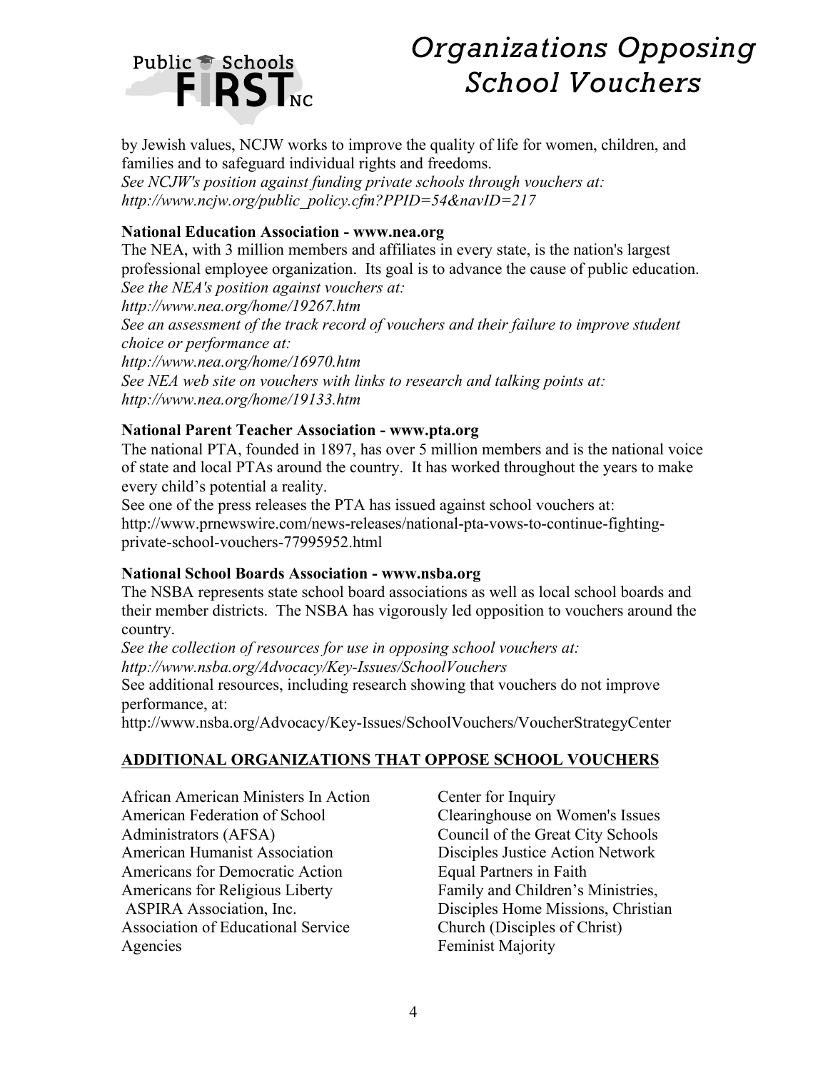by Jewish values, NCJW works to improve the quality of life for women, children, and families and to safeguard individual rights and freedoms.
*See NCJW's position against funding private schools through vouchers at: http://www.ncjw.org/public_policy.cfm?PPID=54&navID=217*

**National Education Association - www.nea.org**
The NEA, with 3 million members and affiliates in every state, is the nation's largest professional employee organization. Its goal is to advance the cause of public education.
*See the NEA's position against vouchers at:*
*http://www.nea.org/home/19267.htm*
*See an assessment of the track record of vouchers and their failure to improve student choice or performance at:*
*http://www.nea.org/home/16970.htm*
*See NEA web site on vouchers with links to research and talking points at:*
*http://www.nea.org/home/19133.htm*

**National Parent Teacher Association - www.pta.org**
The national PTA, founded in 1897, has over 5 million members and is the national voice of state and local PTAs around the country. It has worked throughout the years to make every child's potential a reality.
See one of the press releases the PTA has issued against school vouchers at: http://www.prnewswire.com/news-releases/national-pta-vows-to-continue-fighting-private-school-vouchers-77995952.html

**National School Boards Association - www.nsba.org**
The NSBA represents state school board associations as well as local school boards and their member districts. The NSBA has vigorously led opposition to vouchers around the country.
*See the collection of resources for use in opposing school vouchers at:*
*http://www.nsba.org/Advocacy/Key-Issues/SchoolVouchers*
See additional resources, including research showing that vouchers do not improve performance, at:
http://www.nsba.org/Advocacy/Key-Issues/SchoolVouchers/VoucherStrategyCenter

**ADDITIONAL ORGANIZATIONS THAT OPPOSE SCHOOL VOUCHERS**

African American Ministers In Action
American Federation of School Administrators (AFSA)
American Humanist Association
Americans for Democratic Action
Americans for Religious Liberty
ASPIRA Association, Inc.
Association of Educational Service Agencies
Center for Inquiry
Clearinghouse on Women's Issues
Council of the Great City Schools
Disciples Justice Action Network
Equal Partners in Faith
Family and Children's Ministries, Disciples Home Missions, Christian Church (Disciples of Christ)
Feminist Majority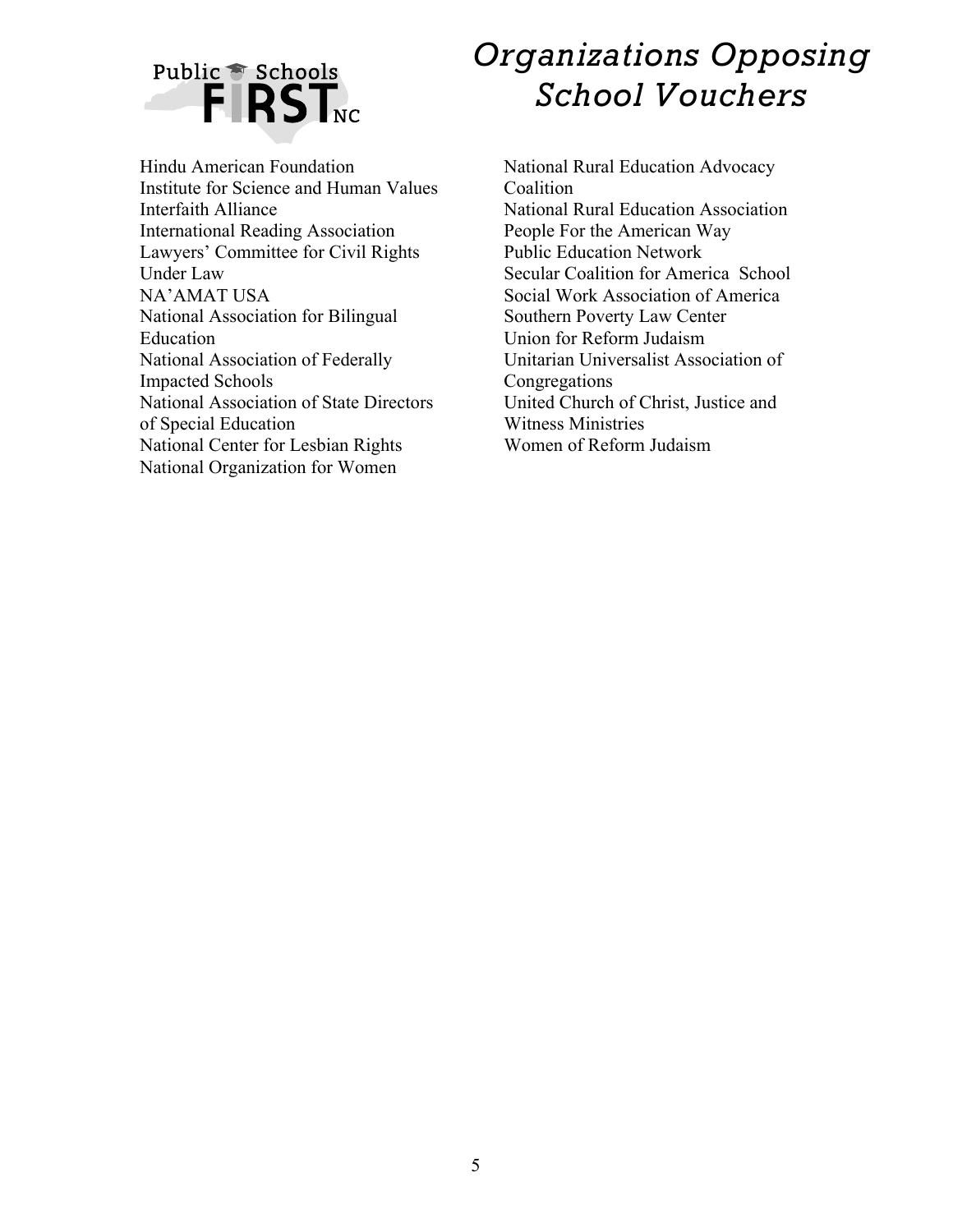# Organizations Opposing School Vouchers

- Hindu American Foundation
- Institute for Science and Human Values
- Interfaith Alliance
- International Reading Association
- Lawyers' Committee for Civil Rights Under Law
- NA'AMAT USA
- National Association for Bilingual Education
- National Association of Federally Impacted Schools
- National Association of State Directors of Special Education
- National Center for Lesbian Rights
- National Organization for Women
- National Rural Education Advocacy Coalition
- National Rural Education Association
- People For the American Way
- Public Education Network
- Secular Coalition for America School
- Social Work Association of America
- Southern Poverty Law Center
- Union for Reform Judaism
- Unitarian Universalist Association of Congregations
- United Church of Christ, Justice and Witness Ministries
- Women of Reform Judaism